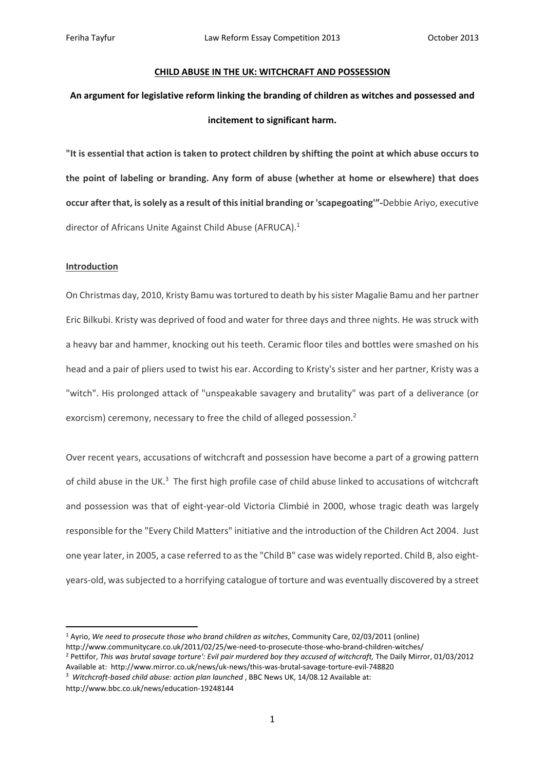**CHILD ABUSE IN THE UK: WITCHCRAFT AND POSSESSION**

**An argument for legislative reform linking the branding of children as witches and possessed and incitement to significant harm.**

**"It is essential that action is taken to protect children by shifting the point at which abuse occurs to the point of labeling or branding. Any form of abuse (whether at home or elsewhere) that does occur after that, is solely as a result of this initial branding or 'scapegoating'"-**Debbie Ariyo, executive director of Africans Unite Against Child Abuse (AFRUCA).[1]

**Introduction**

On Christmas day, 2010, Kristy Bamu was tortured to death by his sister Magalie Bamu and her partner Eric Bilkubi. Kristy was deprived of food and water for three days and three nights. He was struck with a heavy bar and hammer, knocking out his teeth. Ceramic floor tiles and bottles were smashed on his head and a pair of pliers used to twist his ear. According to Kristy's sister and her partner, Kristy was a "witch". His prolonged attack of "unspeakable savagery and brutality" was part of a deliverance (or exorcism) ceremony, necessary to free the child of alleged possession.[2]

Over recent years, accusations of witchcraft and possession have become a part of a growing pattern of child abuse in the UK.[3] The first high profile case of child abuse linked to accusations of witchcraft and possession was that of eight-year-old Victoria Climbié in 2000, whose tragic death was largely responsible for the "Every Child Matters" initiative and the introduction of the Children Act 2004. Just one year later, in 2005, a case referred to as the "Child B" case was widely reported. Child B, also eight-years-old, was subjected to a horrifying catalogue of torture and was eventually discovered by a street

---

[1] Ayrio, *We need to prosecute those who brand children as witches*, Community Care, 02/03/2011 (online) http://www.communitycare.co.uk/2011/02/25/we-need-to-prosecute-those-who-brand-children-witches/

[2] Pettifor, *This was brutal savage torture': Evil pair murdered boy they accused of witchcraft,* The Daily Mirror, 01/03/2012 Available at: http://www.mirror.co.uk/news/uk-news/this-was-brutal-savage-torture-evil-748820

[3] *Witchcraft-based child abuse: action plan launched* , BBC News UK, 14/08.12 Available at: http://www.bbc.co.uk/news/education-19248144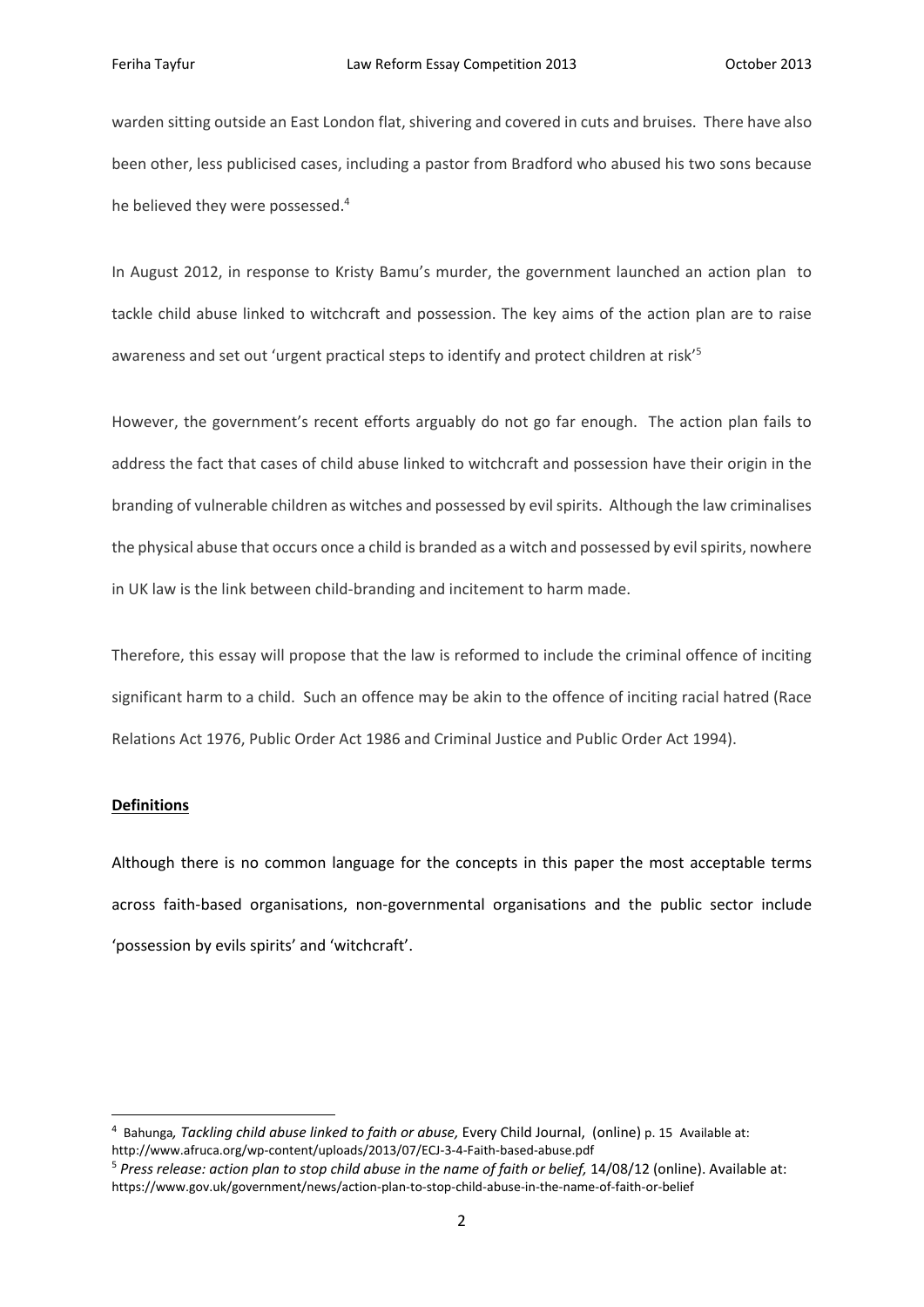warden sitting outside an East London flat, shivering and covered in cuts and bruises. There have also been other, less publicised cases, including a pastor from Bradford who abused his two sons because he believed they were possessed.[4]

In August 2012, in response to Kristy Bamu's murder, the government launched an action plan to tackle child abuse linked to witchcraft and possession. The key aims of the action plan are to raise awareness and set out 'urgent practical steps to identify and protect children at risk'[5]

However, the government's recent efforts arguably do not go far enough. The action plan fails to address the fact that cases of child abuse linked to witchcraft and possession have their origin in the branding of vulnerable children as witches and possessed by evil spirits. Although the law criminalises the physical abuse that occurs once a child is branded as a witch and possessed by evil spirits, nowhere in UK law is the link between child-branding and incitement to harm made.

Therefore, this essay will propose that the law is reformed to include the criminal offence of inciting significant harm to a child. Such an offence may be akin to the offence of inciting racial hatred (Race Relations Act 1976, Public Order Act 1986 and Criminal Justice and Public Order Act 1994).

**Definitions**

Although there is no common language for the concepts in this paper the most acceptable terms across faith-based organisations, non-governmental organisations and the public sector include 'possession by evils spirits' and 'witchcraft'.

---

[4] Bahunga*, Tackling child abuse linked to faith or abuse,* Every Child Journal, (online) p. 15 Available at: http://www.afruca.org/wp-content/uploads/2013/07/ECJ-3-4-Faith-based-abuse.pdf

[5] *Press release: action plan to stop child abuse in the name of faith or belief,* 14/08/12 (online). Available at: https://www.gov.uk/government/news/action-plan-to-stop-child-abuse-in-the-name-of-faith-or-belief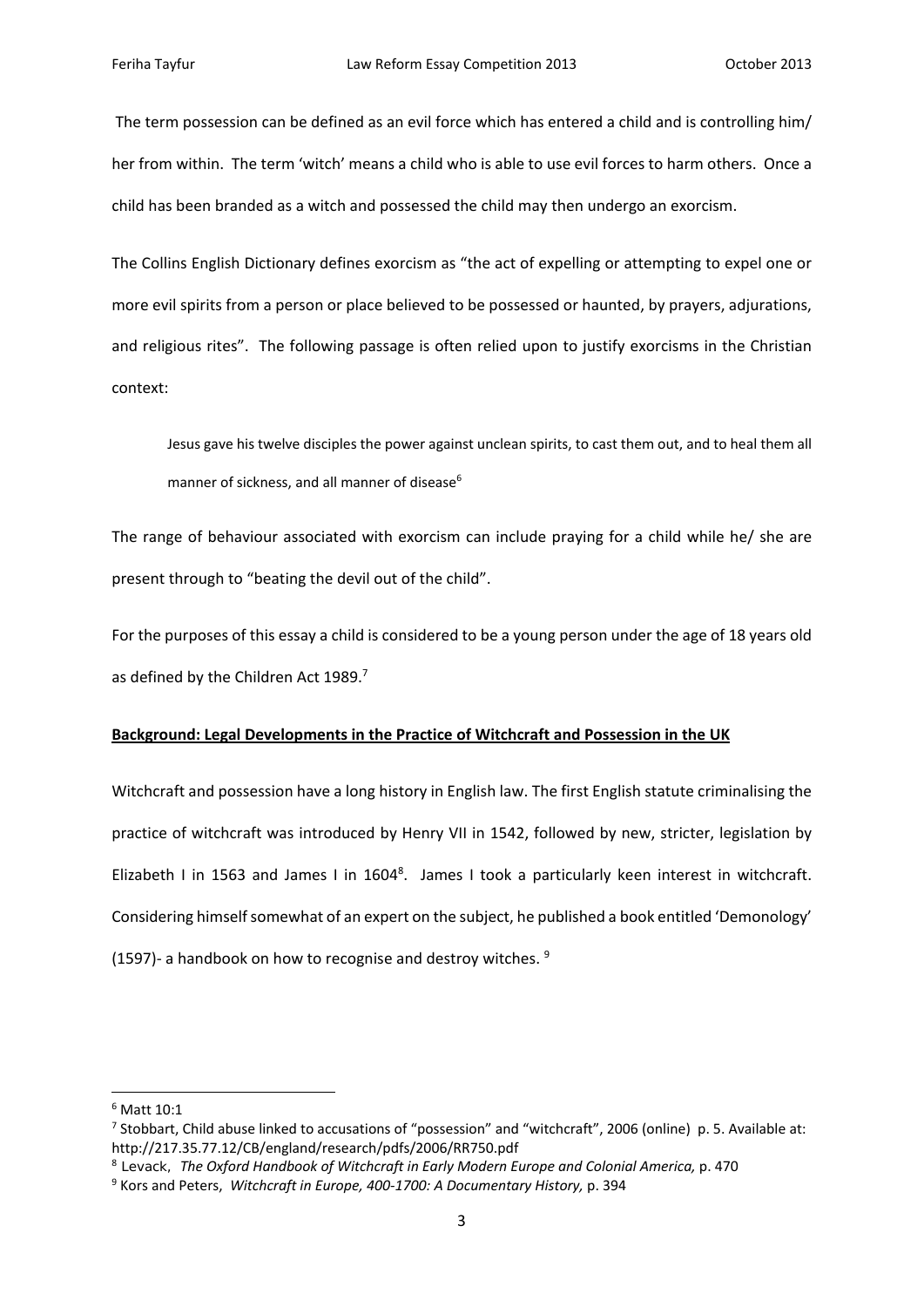The term possession can be defined as an evil force which has entered a child and is controlling him/ her from within. The term 'witch' means a child who is able to use evil forces to harm others. Once a child has been branded as a witch and possessed the child may then undergo an exorcism.

The Collins English Dictionary defines exorcism as "the act of expelling or attempting to expel one or more evil spirits from a person or place believed to be possessed or haunted, by prayers, adjurations, and religious rites". The following passage is often relied upon to justify exorcisms in the Christian context:

> Jesus gave his twelve disciples the power against unclean spirits, to cast them out, and to heal them all manner of sickness, and all manner of disease[6]

The range of behaviour associated with exorcism can include praying for a child while he/ she are present through to "beating the devil out of the child".

For the purposes of this essay a child is considered to be a young person under the age of 18 years old as defined by the Children Act 1989.[7]

**Background: Legal Developments in the Practice of Witchcraft and Possession in the UK**

Witchcraft and possession have a long history in English law. The first English statute criminalising the practice of witchcraft was introduced by Henry VII in 1542, followed by new, stricter, legislation by Elizabeth I in 1563 and James I in 1604[8]. James I took a particularly keen interest in witchcraft. Considering himself somewhat of an expert on the subject, he published a book entitled 'Demonology' (1597)- a handbook on how to recognise and destroy witches. [9]

---

[6] Matt 10:1

[7] Stobbart, Child abuse linked to accusations of "possession" and "witchcraft", 2006 (online) p. 5. Available at: http://217.35.77.12/CB/england/research/pdfs/2006/RR750.pdf

[8] Levack, *The Oxford Handbook of Witchcraft in Early Modern Europe and Colonial America,* p. 470

[9] Kors and Peters, *Witchcraft in Europe, 400-1700: A Documentary History,* p. 394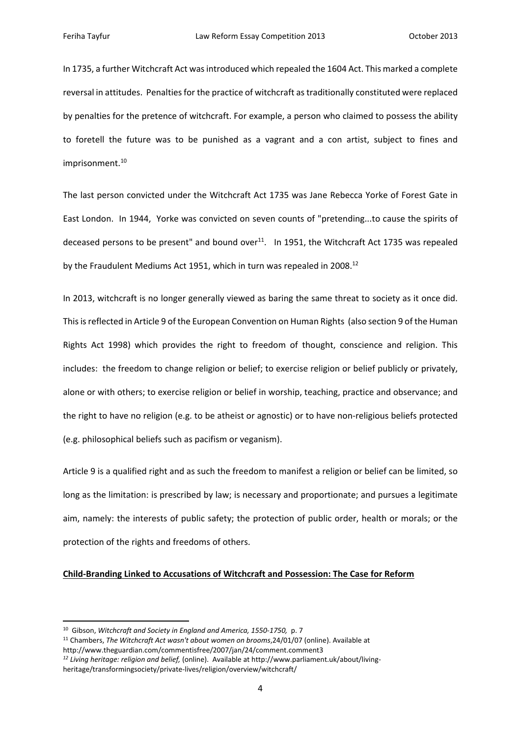In 1735, a further Witchcraft Act was introduced which repealed the 1604 Act. This marked a complete reversal in attitudes. Penalties for the practice of witchcraft as traditionally constituted were replaced by penalties for the pretence of witchcraft. For example, a person who claimed to possess the ability to foretell the future was to be punished as a vagrant and a con artist, subject to fines and imprisonment.[10]

The last person convicted under the Witchcraft Act 1735 was Jane Rebecca Yorke of Forest Gate in East London. In 1944, Yorke was convicted on seven counts of "pretending...to cause the spirits of deceased persons to be present" and bound over[11]. In 1951, the Witchcraft Act 1735 was repealed by the Fraudulent Mediums Act 1951, which in turn was repealed in 2008.[12]

In 2013, witchcraft is no longer generally viewed as baring the same threat to society as it once did. This is reflected in Article 9 of the European Convention on Human Rights (also section 9 of the Human Rights Act 1998) which provides the right to freedom of thought, conscience and religion. This includes: the freedom to change religion or belief; to exercise religion or belief publicly or privately, alone or with others; to exercise religion or belief in worship, teaching, practice and observance; and the right to have no religion (e.g. to be atheist or agnostic) or to have non-religious beliefs protected (e.g. philosophical beliefs such as pacifism or veganism).

Article 9 is a qualified right and as such the freedom to manifest a religion or belief can be limited, so long as the limitation: is prescribed by law; is necessary and proportionate; and pursues a legitimate aim, namely: the interests of public safety; the protection of public order, health or morals; or the protection of the rights and freedoms of others.

**Child-Branding Linked to Accusations of Witchcraft and Possession: The Case for Reform**

---

[10] Gibson, *Witchcraft and Society in England and America, 1550-1750,* p. 7

[11] Chambers, *The Witchcraft Act wasn't about women on brooms*,24/01/07 (online). Available at http://www.theguardian.com/commentisfree/2007/jan/24/comment.comment3

[12] *Living heritage: religion and belief,* (online). Available at http://www.parliament.uk/about/living-heritage/transformingsociety/private-lives/religion/overview/witchcraft/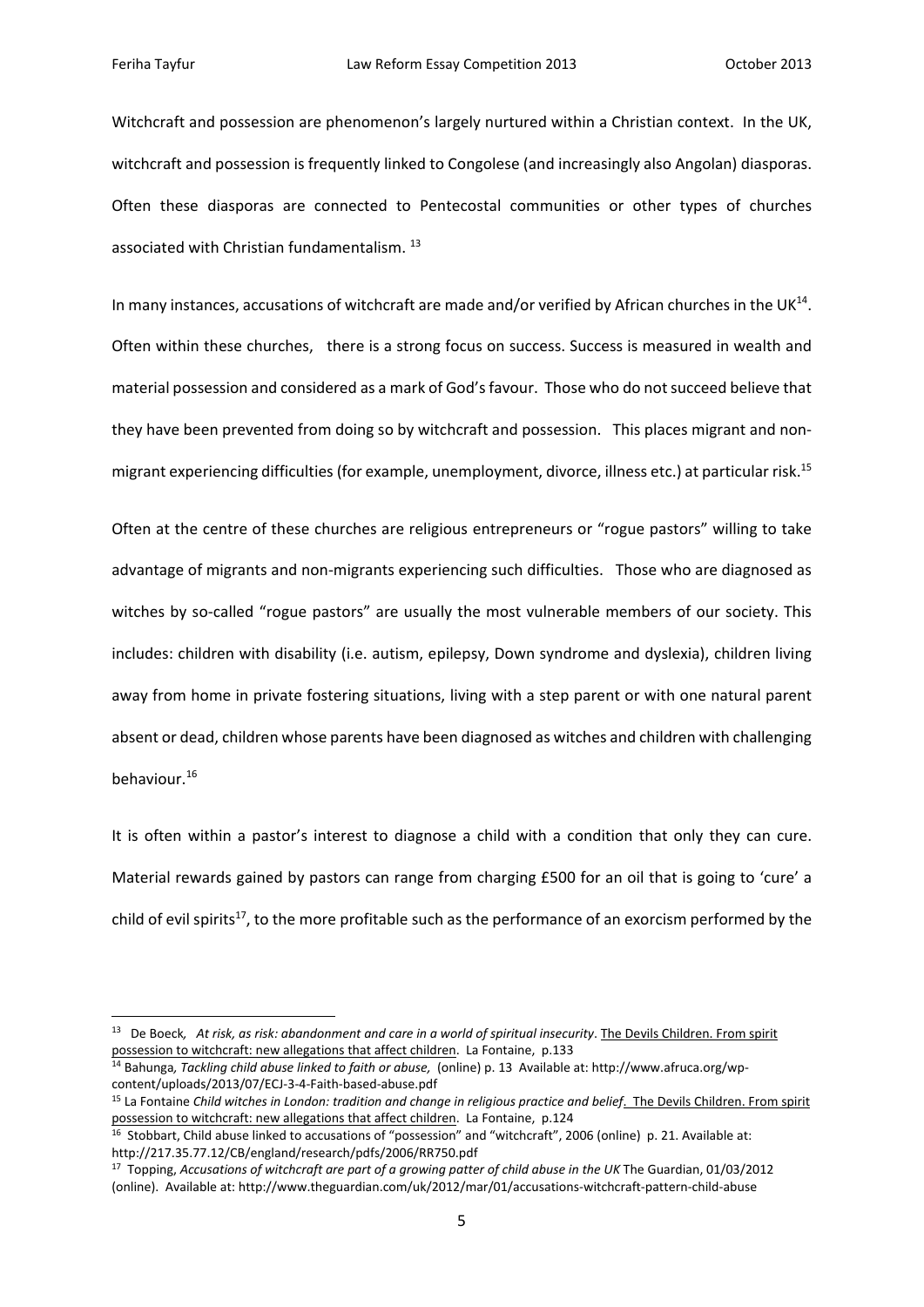Witchcraft and possession are phenomenon's largely nurtured within a Christian context. In the UK, witchcraft and possession is frequently linked to Congolese (and increasingly also Angolan) diasporas. Often these diasporas are connected to Pentecostal communities or other types of churches associated with Christian fundamentalism. [13]

In many instances, accusations of witchcraft are made and/or verified by African churches in the UK[14]. Often within these churches, there is a strong focus on success. Success is measured in wealth and material possession and considered as a mark of God's favour. Those who do not succeed believe that they have been prevented from doing so by witchcraft and possession. This places migrant and non-migrant experiencing difficulties (for example, unemployment, divorce, illness etc.) at particular risk.[15]

Often at the centre of these churches are religious entrepreneurs or "rogue pastors" willing to take advantage of migrants and non-migrants experiencing such difficulties. Those who are diagnosed as witches by so-called "rogue pastors" are usually the most vulnerable members of our society. This includes: children with disability (i.e. autism, epilepsy, Down syndrome and dyslexia), children living away from home in private fostering situations, living with a step parent or with one natural parent absent or dead, children whose parents have been diagnosed as witches and children with challenging behaviour.[16]

It is often within a pastor's interest to diagnose a child with a condition that only they can cure. Material rewards gained by pastors can range from charging £500 for an oil that is going to 'cure' a child of evil spirits[17], to the more profitable such as the performance of an exorcism performed by the

---

[13] De Boeck, *At risk, as risk: abandonment and care in a world of spiritual insecurity*. The Devils Children. From spirit possession to witchcraft: new allegations that affect children. La Fontaine, p.133

[14] Bahunga, *Tackling child abuse linked to faith or abuse,* (online) p. 13 Available at: http://www.afruca.org/wp-content/uploads/2013/07/ECJ-3-4-Faith-based-abuse.pdf

[15] La Fontaine *Child witches in London: tradition and change in religious practice and belief*. The Devils Children. From spirit possession to witchcraft: new allegations that affect children. La Fontaine, p.124

[16] Stobbart, Child abuse linked to accusations of "possession" and "witchcraft", 2006 (online) p. 21. Available at: http://217.35.77.12/CB/england/research/pdfs/2006/RR750.pdf

[17] Topping, *Accusations of witchcraft are part of a growing patter of child abuse in the UK* The Guardian, 01/03/2012 (online). Available at: http://www.theguardian.com/uk/2012/mar/01/accusations-witchcraft-pattern-child-abuse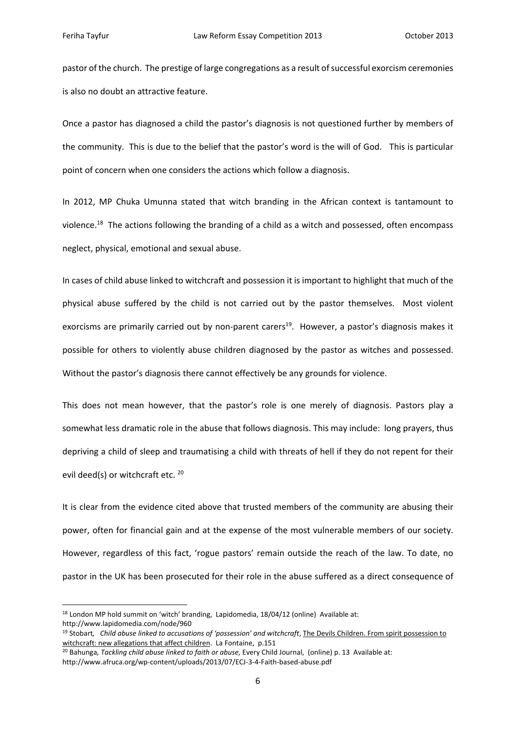pastor of the church. The prestige of large congregations as a result of successful exorcism ceremonies is also no doubt an attractive feature.

Once a pastor has diagnosed a child the pastor's diagnosis is not questioned further by members of the community. This is due to the belief that the pastor's word is the will of God. This is particular point of concern when one considers the actions which follow a diagnosis.

In 2012, MP Chuka Umunna stated that witch branding in the African context is tantamount to violence.[18] The actions following the branding of a child as a witch and possessed, often encompass neglect, physical, emotional and sexual abuse.

In cases of child abuse linked to witchcraft and possession it is important to highlight that much of the physical abuse suffered by the child is not carried out by the pastor themselves. Most violent exorcisms are primarily carried out by non-parent carers[19]. However, a pastor's diagnosis makes it possible for others to violently abuse children diagnosed by the pastor as witches and possessed. Without the pastor's diagnosis there cannot effectively be any grounds for violence.

This does not mean however, that the pastor's role is one merely of diagnosis. Pastors play a somewhat less dramatic role in the abuse that follows diagnosis. This may include: long prayers, thus depriving a child of sleep and traumatising a child with threats of hell if they do not repent for their evil deed(s) or witchcraft etc. [20]

It is clear from the evidence cited above that trusted members of the community are abusing their power, often for financial gain and at the expense of the most vulnerable members of our society. However, regardless of this fact, 'rogue pastors' remain outside the reach of the law. To date, no pastor in the UK has been prosecuted for their role in the abuse suffered as a direct consequence of

---

[18] London MP hold summit on 'witch' branding, Lapidomedia, 18/04/12 (online) Available at: http://www.lapidomedia.com/node/960

[19] Stobart, *Child abuse linked to accusations of 'possession' and witchcraft*, The Devils Children. From spirit possession to witchcraft: new allegations that affect children. La Fontaine, p.151

[20] Bahunga, *Tackling child abuse linked to faith or abuse,* Every Child Journal, (online) p. 13 Available at: http://www.afruca.org/wp-content/uploads/2013/07/ECJ-3-4-Faith-based-abuse.pdf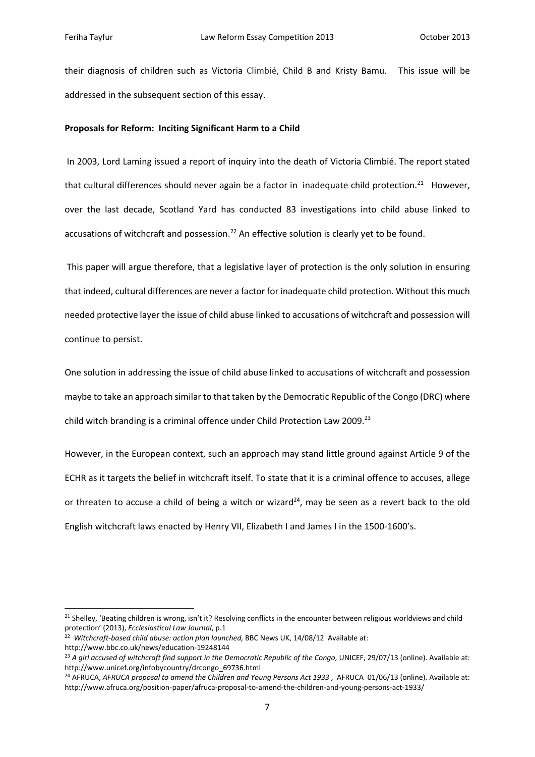their diagnosis of children such as Victoria Climbié, Child B and Kristy Bamu. This issue will be addressed in the subsequent section of this essay.

**Proposals for Reform: Inciting Significant Harm to a Child**

In 2003, Lord Laming issued a report of inquiry into the death of Victoria Climbié. The report stated that cultural differences should never again be a factor in inadequate child protection.[21] However, over the last decade, Scotland Yard has conducted 83 investigations into child abuse linked to accusations of witchcraft and possession.[22] An effective solution is clearly yet to be found.

This paper will argue therefore, that a legislative layer of protection is the only solution in ensuring that indeed, cultural differences are never a factor for inadequate child protection. Without this much needed protective layer the issue of child abuse linked to accusations of witchcraft and possession will continue to persist.

One solution in addressing the issue of child abuse linked to accusations of witchcraft and possession maybe to take an approach similar to that taken by the Democratic Republic of the Congo (DRC) where child witch branding is a criminal offence under Child Protection Law 2009.[23]

However, in the European context, such an approach may stand little ground against Article 9 of the ECHR as it targets the belief in witchcraft itself. To state that it is a criminal offence to accuses, allege or threaten to accuse a child of being a witch or wizard[24], may be seen as a revert back to the old English witchcraft laws enacted by Henry VII, Elizabeth I and James I in the 1500-1600's.

---

[21] Shelley, 'Beating children is wrong, isn't it? Resolving conflicts in the encounter between religious worldviews and child protection' (2013), *Ecclesiastical Law Journal*, p.1

[22] *Witchcraft-based child abuse: action plan launched,* BBC News UK, 14/08/12 Available at: http://www.bbc.co.uk/news/education-19248144

[23] *A girl accused of witchcraft find support in the Democratic Republic of the Congo,* UNICEF, 29/07/13 (online). Available at: http://www.unicef.org/infobycountry/drcongo_69736.html

[24] AFRUCA, *AFRUCA proposal to amend the Children and Young Persons Act 1933* , AFRUCA 01/06/13 (online). Available at: http://www.afruca.org/position-paper/afruca-proposal-to-amend-the-children-and-young-persons-act-1933/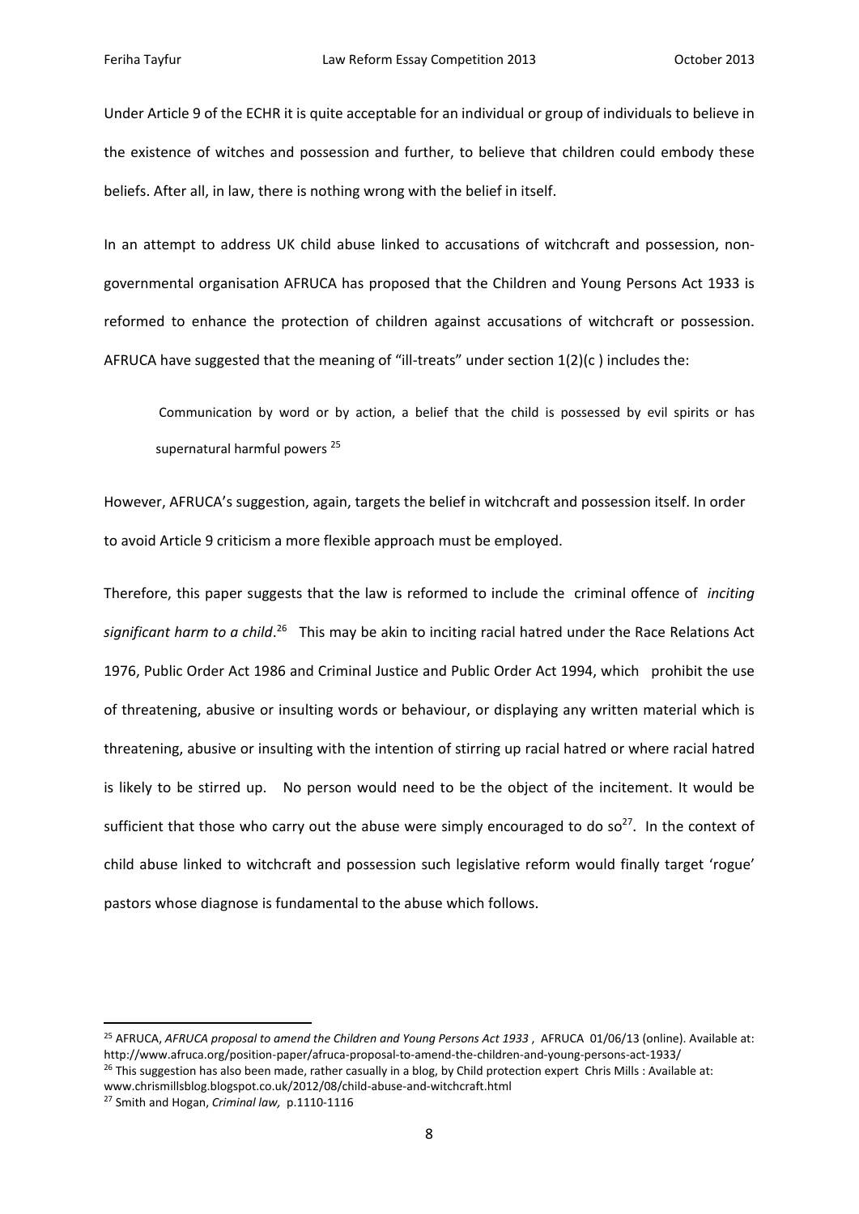Under Article 9 of the ECHR it is quite acceptable for an individual or group of individuals to believe in the existence of witches and possession and further, to believe that children could embody these beliefs. After all, in law, there is nothing wrong with the belief in itself.

In an attempt to address UK child abuse linked to accusations of witchcraft and possession, non-governmental organisation AFRUCA has proposed that the Children and Young Persons Act 1933 is reformed to enhance the protection of children against accusations of witchcraft or possession. AFRUCA have suggested that the meaning of "ill-treats" under section 1(2)(c ) includes the:

> Communication by word or by action, a belief that the child is possessed by evil spirits or has supernatural harmful powers [25]

However, AFRUCA's suggestion, again, targets the belief in witchcraft and possession itself. In order to avoid Article 9 criticism a more flexible approach must be employed.

Therefore, this paper suggests that the law is reformed to include the criminal offence of *inciting significant harm to a child*.[26] This may be akin to inciting racial hatred under the Race Relations Act 1976, Public Order Act 1986 and Criminal Justice and Public Order Act 1994, which prohibit the use of threatening, abusive or insulting words or behaviour, or displaying any written material which is threatening, abusive or insulting with the intention of stirring up racial hatred or where racial hatred is likely to be stirred up. No person would need to be the object of the incitement. It would be sufficient that those who carry out the abuse were simply encouraged to do so[27]. In the context of child abuse linked to witchcraft and possession such legislative reform would finally target 'rogue' pastors whose diagnose is fundamental to the abuse which follows.

---

[25] AFRUCA, *AFRUCA proposal to amend the Children and Young Persons Act 1933* , AFRUCA 01/06/13 (online). Available at: http://www.afruca.org/position-paper/afruca-proposal-to-amend-the-children-and-young-persons-act-1933/

[26] This suggestion has also been made, rather casually in a blog, by Child protection expert Chris Mills : Available at: www.chrismillsblog.blogspot.co.uk/2012/08/child-abuse-and-witchcraft.html

[27] Smith and Hogan, *Criminal law,* p.1110-1116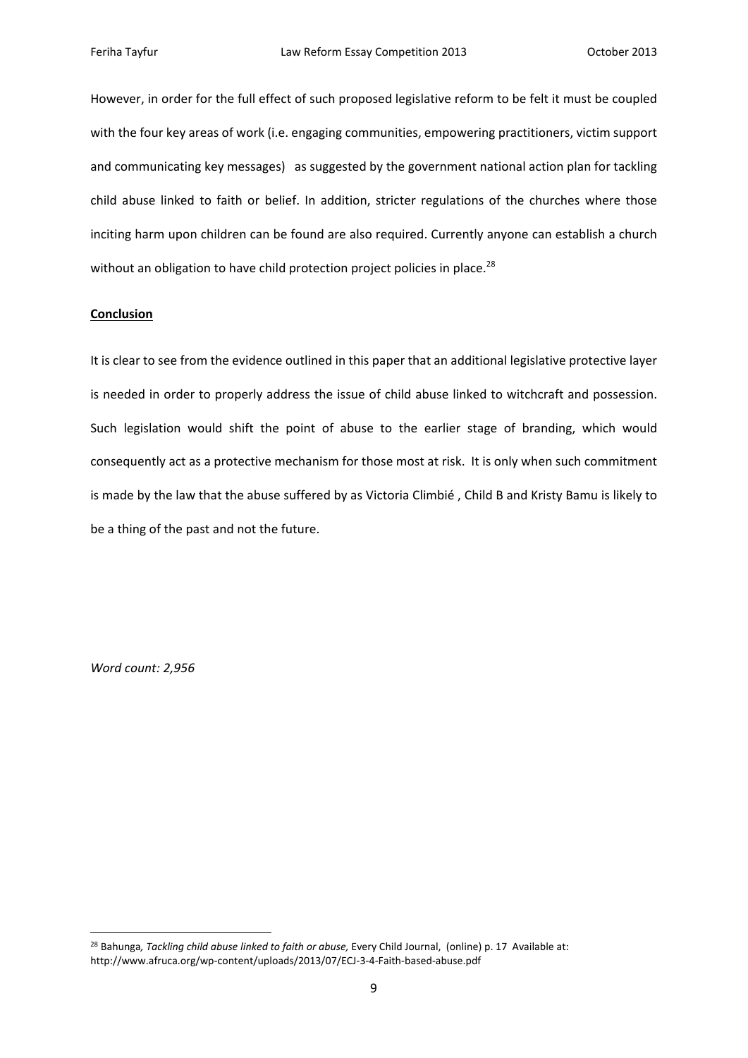However, in order for the full effect of such proposed legislative reform to be felt it must be coupled with the four key areas of work (i.e. engaging communities, empowering practitioners, victim support and communicating key messages)  as suggested by the government national action plan for tackling child abuse linked to faith or belief. In addition, stricter regulations of the churches where those inciting harm upon children can be found are also required. Currently anyone can establish a church without an obligation to have child protection project policies in place.[28]

**Conclusion**

It is clear to see from the evidence outlined in this paper that an additional legislative protective layer is needed in order to properly address the issue of child abuse linked to witchcraft and possession. Such legislation would shift the point of abuse to the earlier stage of branding, which would consequently act as a protective mechanism for those most at risk.  It is only when such commitment is made by the law that the abuse suffered by as Victoria Climbié , Child B and Kristy Bamu is likely to be a thing of the past and not the future.

*Word count: 2,956*

[28] Bahunga*, Tackling child abuse linked to faith or abuse,* Every Child Journal,  (online) p. 17  Available at: http://www.afruca.org/wp-content/uploads/2013/07/ECJ-3-4-Faith-based-abuse.pdf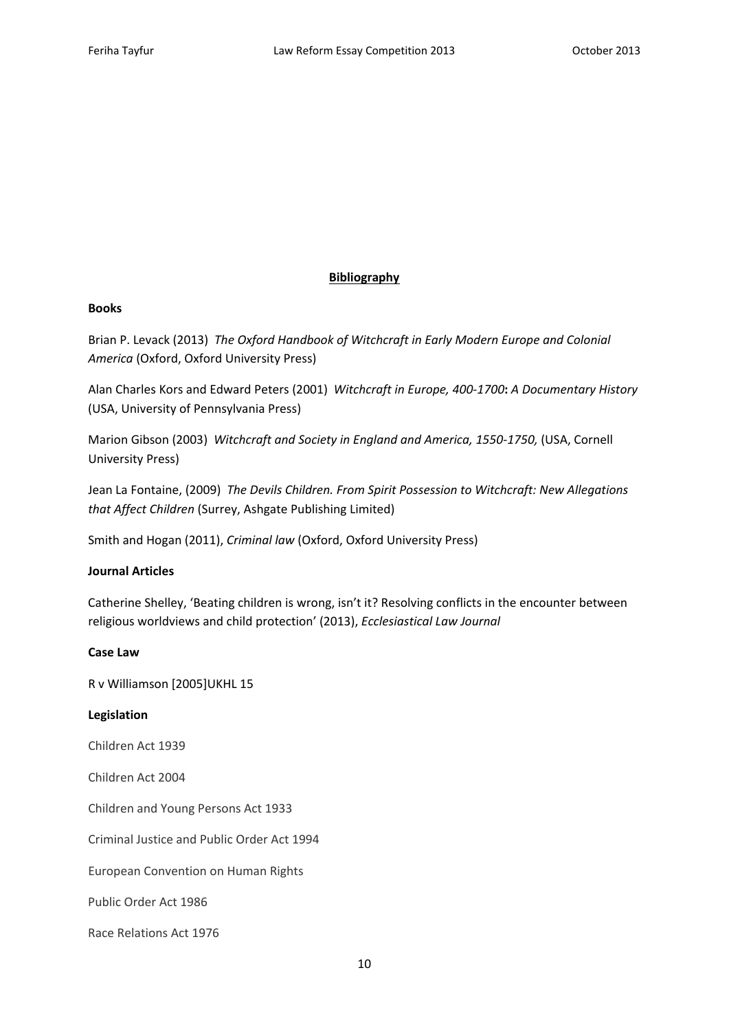## Bibliography

### Books

Brian P. Levack (2013) *The Oxford Handbook of Witchcraft in Early Modern Europe and Colonial America* (Oxford, Oxford University Press)

Alan Charles Kors and Edward Peters (2001) *Witchcraft in Europe, 400-1700***:** *A Documentary History* (USA, University of Pennsylvania Press)

Marion Gibson (2003) *Witchcraft and Society in England and America, 1550-1750,* (USA, Cornell University Press)

Jean La Fontaine, (2009) *The Devils Children. From Spirit Possession to Witchcraft: New Allegations that Affect Children* (Surrey, Ashgate Publishing Limited)

Smith and Hogan (2011), *Criminal law* (Oxford, Oxford University Press)

### Journal Articles

Catherine Shelley, 'Beating children is wrong, isn't it? Resolving conflicts in the encounter between religious worldviews and child protection' (2013), *Ecclesiastical Law Journal*

### Case Law

R v Williamson [2005]UKHL 15

### Legislation

Children Act 1939

Children Act 2004

Children and Young Persons Act 1933

Criminal Justice and Public Order Act 1994

European Convention on Human Rights

Public Order Act 1986

Race Relations Act 1976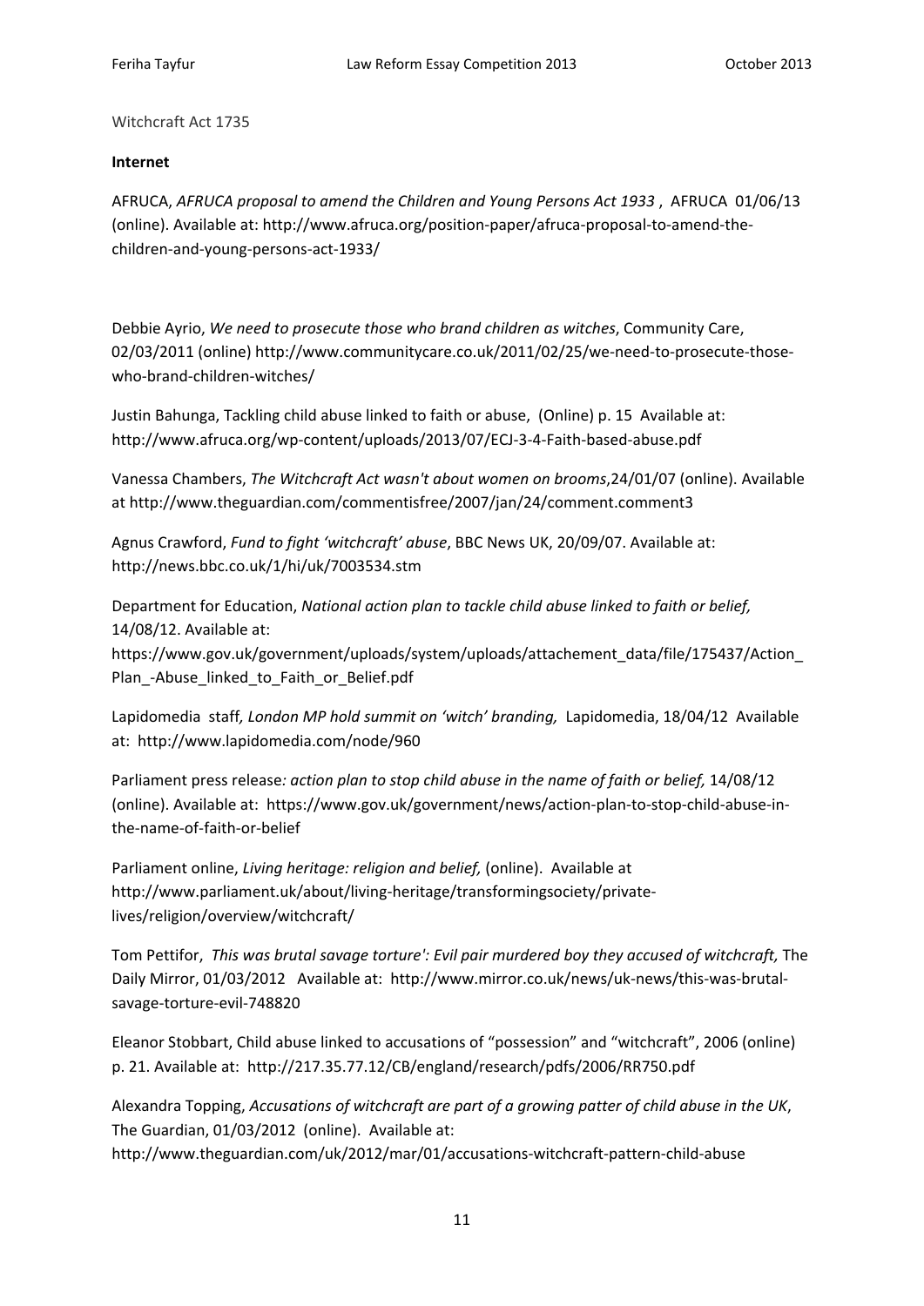Witchcraft Act 1735

**Internet**

AFRUCA, *AFRUCA proposal to amend the Children and Young Persons Act 1933* , AFRUCA 01/06/13 (online). Available at: http://www.afruca.org/position-paper/afruca-proposal-to-amend-the-children-and-young-persons-act-1933/

Debbie Ayrio, *We need to prosecute those who brand children as witches*, Community Care, 02/03/2011 (online) http://www.communitycare.co.uk/2011/02/25/we-need-to-prosecute-those-who-brand-children-witches/

Justin Bahunga, Tackling child abuse linked to faith or abuse, (Online) p. 15 Available at: http://www.afruca.org/wp-content/uploads/2013/07/ECJ-3-4-Faith-based-abuse.pdf

Vanessa Chambers, *The Witchcraft Act wasn't about women on brooms*,24/01/07 (online). Available at http://www.theguardian.com/commentisfree/2007/jan/24/comment.comment3

Agnus Crawford, *Fund to fight 'witchcraft' abuse*, BBC News UK, 20/09/07. Available at: http://news.bbc.co.uk/1/hi/uk/7003534.stm

Department for Education, *National action plan to tackle child abuse linked to faith or belief,* 14/08/12. Available at: https://www.gov.uk/government/uploads/system/uploads/attachement_data/file/175437/Action_Plan_-Abuse_linked_to_Faith_or_Belief.pdf

Lapidomedia staff*, London MP hold summit on 'witch' branding,* Lapidomedia, 18/04/12 Available at: http://www.lapidomedia.com/node/960

Parliament press release*: action plan to stop child abuse in the name of faith or belief,* 14/08/12 (online). Available at: https://www.gov.uk/government/news/action-plan-to-stop-child-abuse-in-the-name-of-faith-or-belief

Parliament online, *Living heritage: religion and belief,* (online). Available at http://www.parliament.uk/about/living-heritage/transformingsociety/private-lives/religion/overview/witchcraft/

Tom Pettifor, *This was brutal savage torture': Evil pair murdered boy they accused of witchcraft,* The Daily Mirror, 01/03/2012 Available at: http://www.mirror.co.uk/news/uk-news/this-was-brutal-savage-torture-evil-748820

Eleanor Stobbart, Child abuse linked to accusations of "possession" and "witchcraft", 2006 (online) p. 21. Available at: http://217.35.77.12/CB/england/research/pdfs/2006/RR750.pdf

Alexandra Topping, *Accusations of witchcraft are part of a growing patter of child abuse in the UK*, The Guardian, 01/03/2012 (online). Available at: http://www.theguardian.com/uk/2012/mar/01/accusations-witchcraft-pattern-child-abuse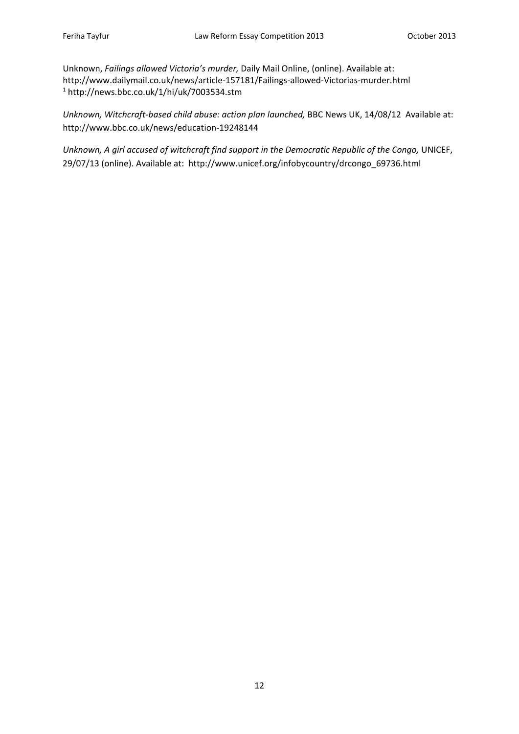Unknown, *Failings allowed Victoria's murder,* Daily Mail Online, (online). Available at: http://www.dailymail.co.uk/news/article-157181/Failings-allowed-Victorias-murder.html
[1] http://news.bbc.co.uk/1/hi/uk/7003534.stm

*Unknown, Witchcraft-based child abuse: action plan launched,* BBC News UK, 14/08/12 Available at: http://www.bbc.co.uk/news/education-19248144

*Unknown, A girl accused of witchcraft find support in the Democratic Republic of the Congo,* UNICEF, 29/07/13 (online). Available at: http://www.unicef.org/infobycountry/drcongo_69736.html